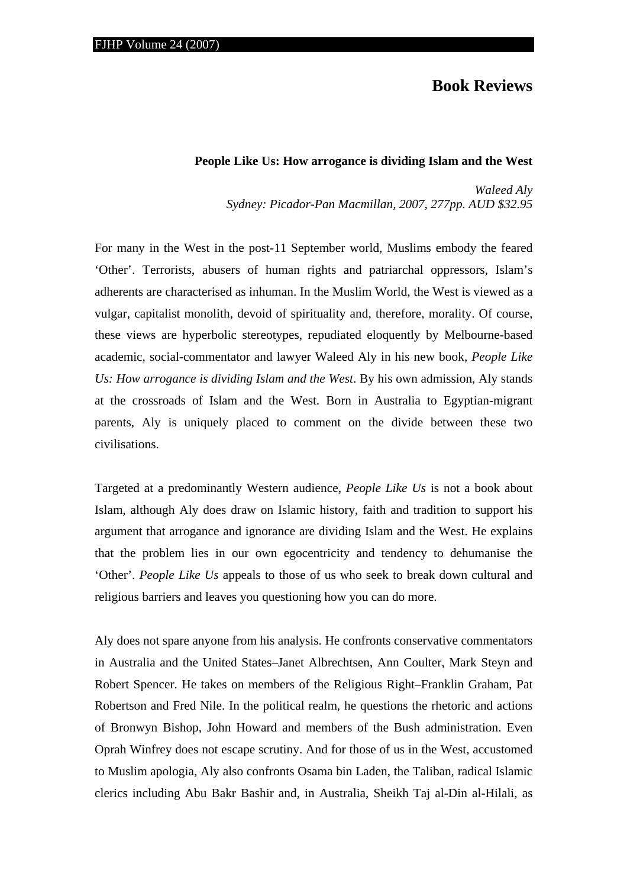# Book Reviews

### People Like Us: How arrogance is dividing Islam and the West

*Waleed Aly*
*Sydney: Picador-Pan Macmillan, 2007, 277pp. AUD $32.95*

For many in the West in the post-11 September world, Muslims embody the feared 'Other'. Terrorists, abusers of human rights and patriarchal oppressors, Islam's adherents are characterised as inhuman. In the Muslim World, the West is viewed as a vulgar, capitalist monolith, devoid of spirituality and, therefore, morality. Of course, these views are hyperbolic stereotypes, repudiated eloquently by Melbourne-based academic, social-commentator and lawyer Waleed Aly in his new book, *People Like Us: How arrogance is dividing Islam and the West*. By his own admission, Aly stands at the crossroads of Islam and the West. Born in Australia to Egyptian-migrant parents, Aly is uniquely placed to comment on the divide between these two civilisations.

Targeted at a predominantly Western audience, *People Like Us* is not a book about Islam, although Aly does draw on Islamic history, faith and tradition to support his argument that arrogance and ignorance are dividing Islam and the West. He explains that the problem lies in our own egocentricity and tendency to dehumanise the 'Other'. *People Like Us* appeals to those of us who seek to break down cultural and religious barriers and leaves you questioning how you can do more.

Aly does not spare anyone from his analysis. He confronts conservative commentators in Australia and the United States–Janet Albrechtsen, Ann Coulter, Mark Steyn and Robert Spencer. He takes on members of the Religious Right–Franklin Graham, Pat Robertson and Fred Nile. In the political realm, he questions the rhetoric and actions of Bronwyn Bishop, John Howard and members of the Bush administration. Even Oprah Winfrey does not escape scrutiny. And for those of us in the West, accustomed to Muslim apologia, Aly also confronts Osama bin Laden, the Taliban, radical Islamic clerics including Abu Bakr Bashir and, in Australia, Sheikh Taj al-Din al-Hilali, as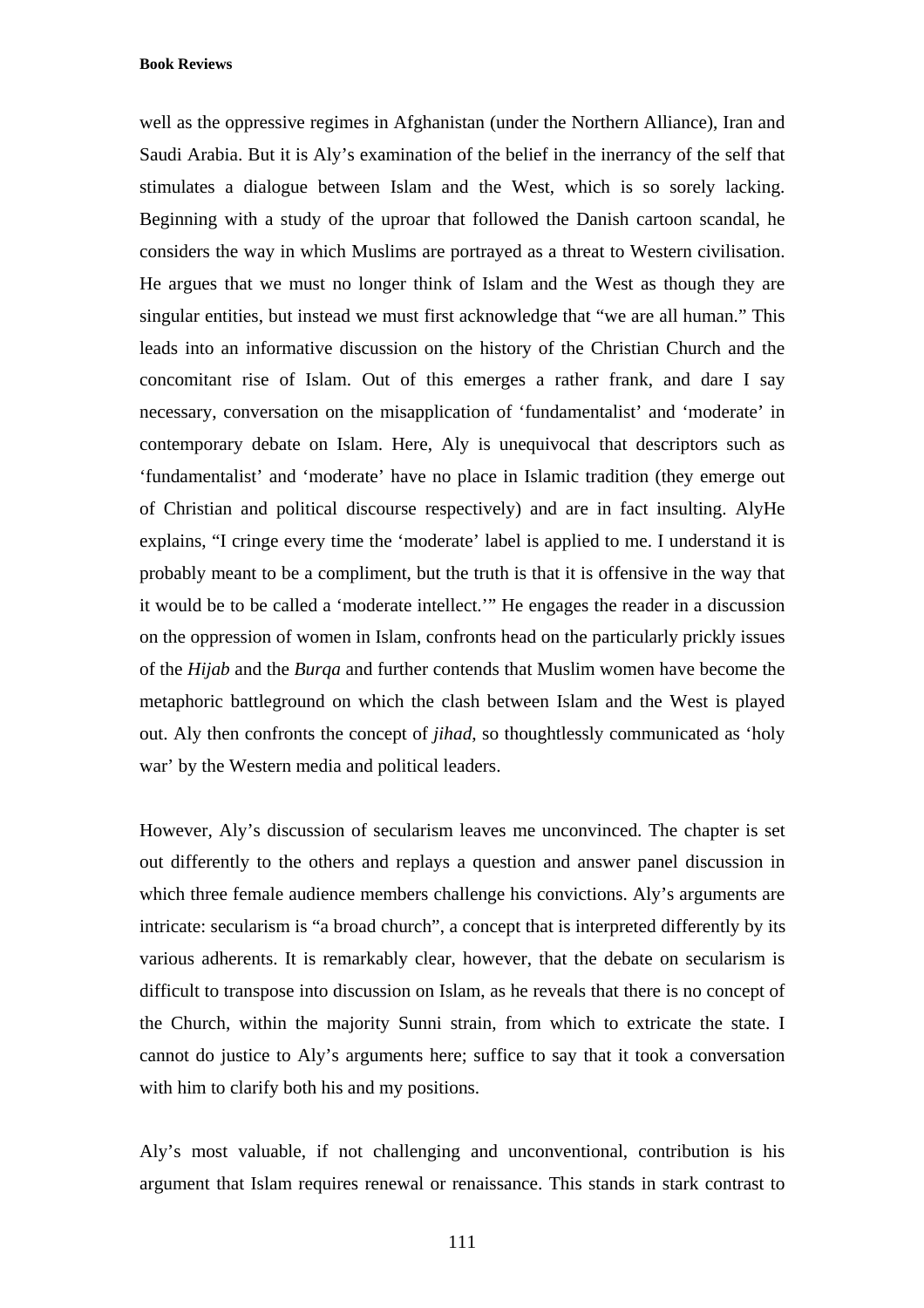well as the oppressive regimes in Afghanistan (under the Northern Alliance), Iran and Saudi Arabia. But it is Aly's examination of the belief in the inerrancy of the self that stimulates a dialogue between Islam and the West, which is so sorely lacking. Beginning with a study of the uproar that followed the Danish cartoon scandal, he considers the way in which Muslims are portrayed as a threat to Western civilisation. He argues that we must no longer think of Islam and the West as though they are singular entities, but instead we must first acknowledge that "we are all human." This leads into an informative discussion on the history of the Christian Church and the concomitant rise of Islam. Out of this emerges a rather frank, and dare I say necessary, conversation on the misapplication of 'fundamentalist' and 'moderate' in contemporary debate on Islam. Here, Aly is unequivocal that descriptors such as 'fundamentalist' and 'moderate' have no place in Islamic tradition (they emerge out of Christian and political discourse respectively) and are in fact insulting. AlyHe explains, "I cringe every time the 'moderate' label is applied to me. I understand it is probably meant to be a compliment, but the truth is that it is offensive in the way that it would be to be called a 'moderate intellect.'" He engages the reader in a discussion on the oppression of women in Islam, confronts head on the particularly prickly issues of the *Hijab* and the *Burqa* and further contends that Muslim women have become the metaphoric battleground on which the clash between Islam and the West is played out. Aly then confronts the concept of *jihad*, so thoughtlessly communicated as 'holy war' by the Western media and political leaders.

However, Aly's discussion of secularism leaves me unconvinced. The chapter is set out differently to the others and replays a question and answer panel discussion in which three female audience members challenge his convictions. Aly's arguments are intricate: secularism is "a broad church", a concept that is interpreted differently by its various adherents. It is remarkably clear, however, that the debate on secularism is difficult to transpose into discussion on Islam, as he reveals that there is no concept of the Church, within the majority Sunni strain, from which to extricate the state. I cannot do justice to Aly's arguments here; suffice to say that it took a conversation with him to clarify both his and my positions.

Aly's most valuable, if not challenging and unconventional, contribution is his argument that Islam requires renewal or renaissance. This stands in stark contrast to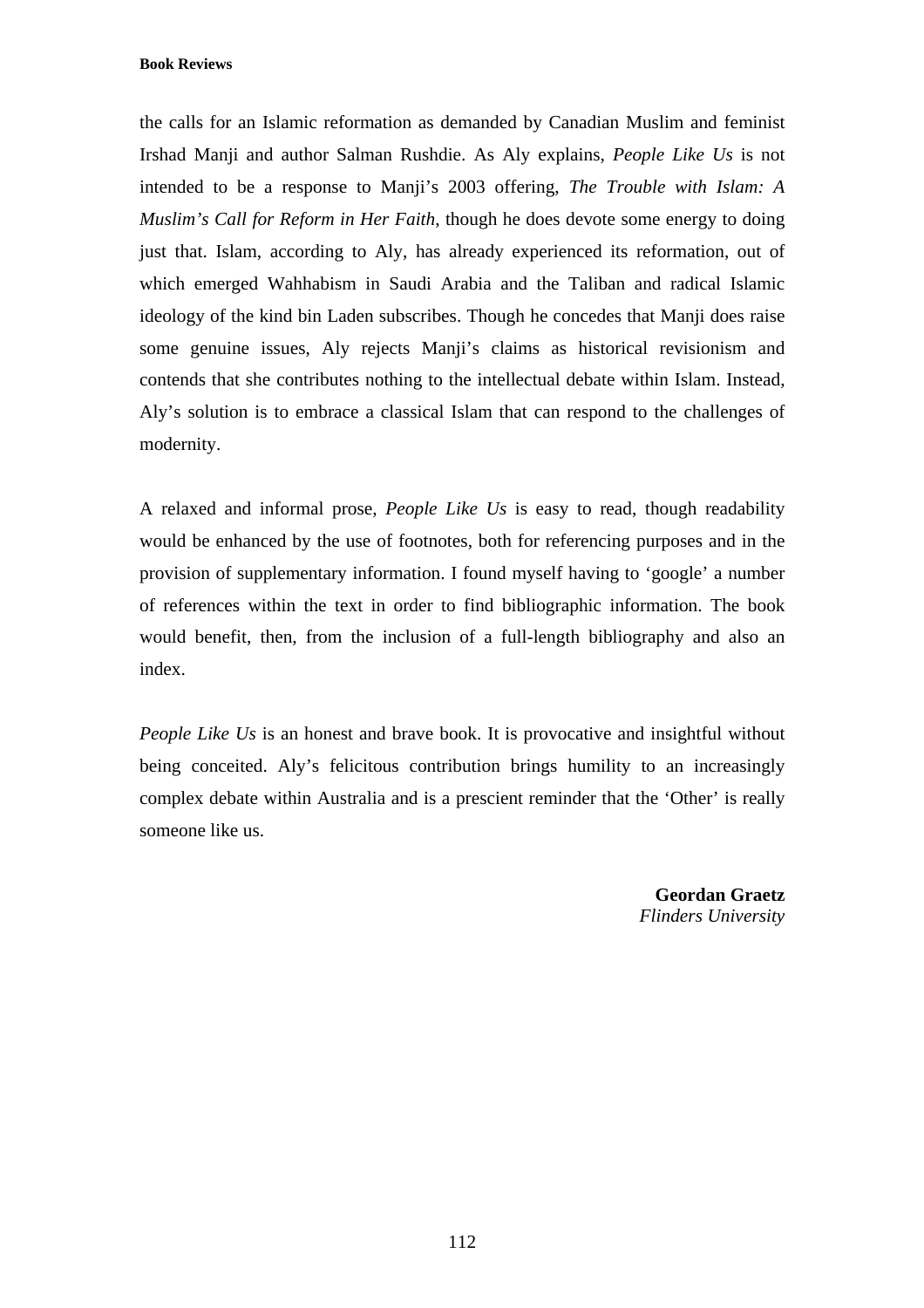the calls for an Islamic reformation as demanded by Canadian Muslim and feminist Irshad Manji and author Salman Rushdie. As Aly explains, *People Like Us* is not intended to be a response to Manji's 2003 offering, *The Trouble with Islam: A Muslim's Call for Reform in Her Faith*, though he does devote some energy to doing just that. Islam, according to Aly, has already experienced its reformation, out of which emerged Wahhabism in Saudi Arabia and the Taliban and radical Islamic ideology of the kind bin Laden subscribes. Though he concedes that Manji does raise some genuine issues, Aly rejects Manji's claims as historical revisionism and contends that she contributes nothing to the intellectual debate within Islam. Instead, Aly's solution is to embrace a classical Islam that can respond to the challenges of modernity.

A relaxed and informal prose, *People Like Us* is easy to read, though readability would be enhanced by the use of footnotes, both for referencing purposes and in the provision of supplementary information. I found myself having to 'google' a number of references within the text in order to find bibliographic information. The book would benefit, then, from the inclusion of a full-length bibliography and also an index.

*People Like Us* is an honest and brave book. It is provocative and insightful without being conceited. Aly's felicitous contribution brings humility to an increasingly complex debate within Australia and is a prescient reminder that the 'Other' is really someone like us.

**Geordan Graetz**
*Flinders University*